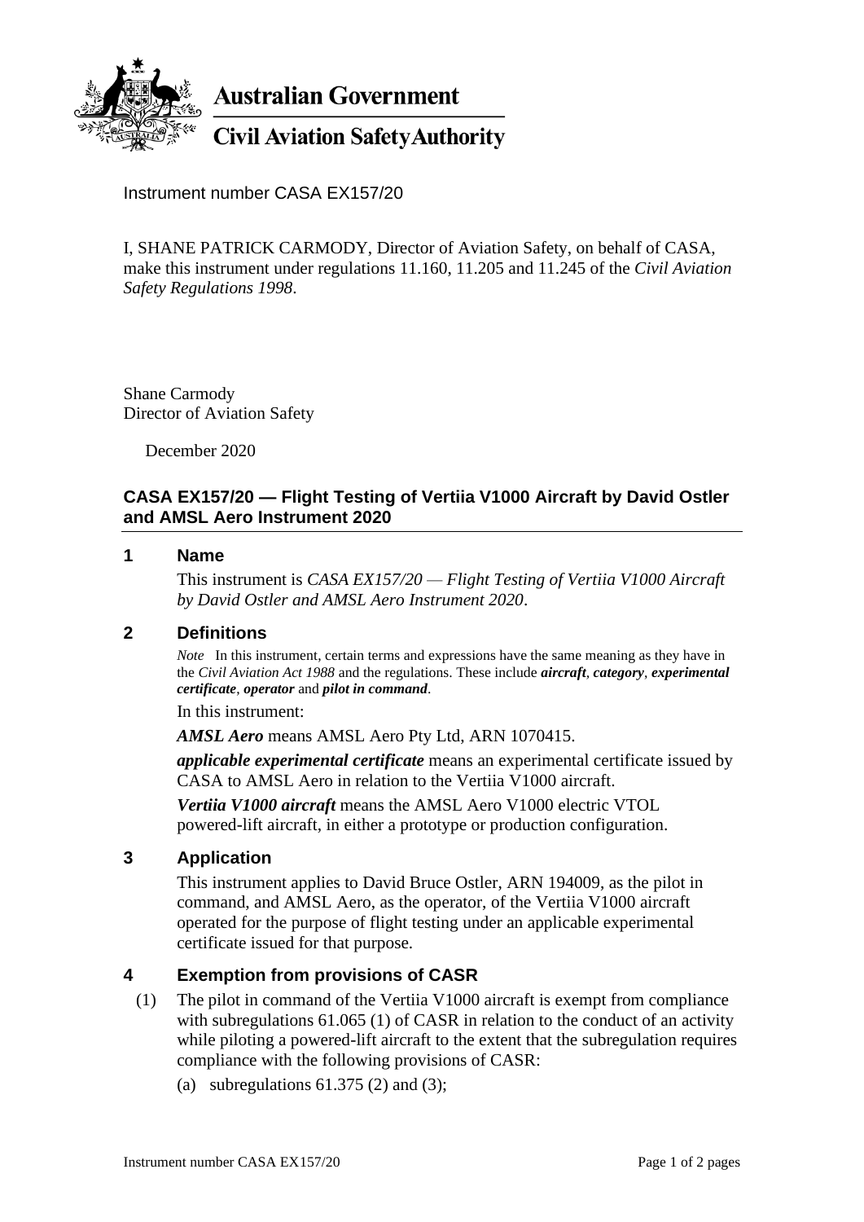**Australian Government**

**Civil Aviation Safety Authority**

Instrument number CASA EX157/20

I, SHANE PATRICK CARMODY, Director of Aviation Safety, on behalf of CASA, make this instrument under regulations 11.160, 11.205 and 11.245 of the *Civil Aviation Safety Regulations 1998*.

Shane Carmody
Director of Aviation Safety

December 2020

## CASA EX157/20 — Flight Testing of Vertiia V1000 Aircraft by David Ostler and AMSL Aero Instrument 2020

### 1 Name

This instrument is *CASA EX157/20 — Flight Testing of Vertiia V1000 Aircraft by David Ostler and AMSL Aero Instrument 2020*.

### 2 Definitions

*Note* In this instrument, certain terms and expressions have the same meaning as they have in the *Civil Aviation Act 1988* and the regulations. These include ***aircraft***, ***category***, ***experimental certificate***, ***operator*** and ***pilot in command***.

In this instrument:

***AMSL Aero*** means AMSL Aero Pty Ltd, ARN 1070415.

***applicable experimental certificate*** means an experimental certificate issued by CASA to AMSL Aero in relation to the Vertiia V1000 aircraft.

***Vertiia V1000 aircraft*** means the AMSL Aero V1000 electric VTOL powered-lift aircraft, in either a prototype or production configuration.

### 3 Application

This instrument applies to David Bruce Ostler, ARN 194009, as the pilot in command, and AMSL Aero, as the operator, of the Vertiia V1000 aircraft operated for the purpose of flight testing under an applicable experimental certificate issued for that purpose.

### 4 Exemption from provisions of CASR

(1) The pilot in command of the Vertiia V1000 aircraft is exempt from compliance with subregulations 61.065 (1) of CASR in relation to the conduct of an activity while piloting a powered-lift aircraft to the extent that the subregulation requires compliance with the following provisions of CASR:

(a) subregulations 61.375 (2) and (3);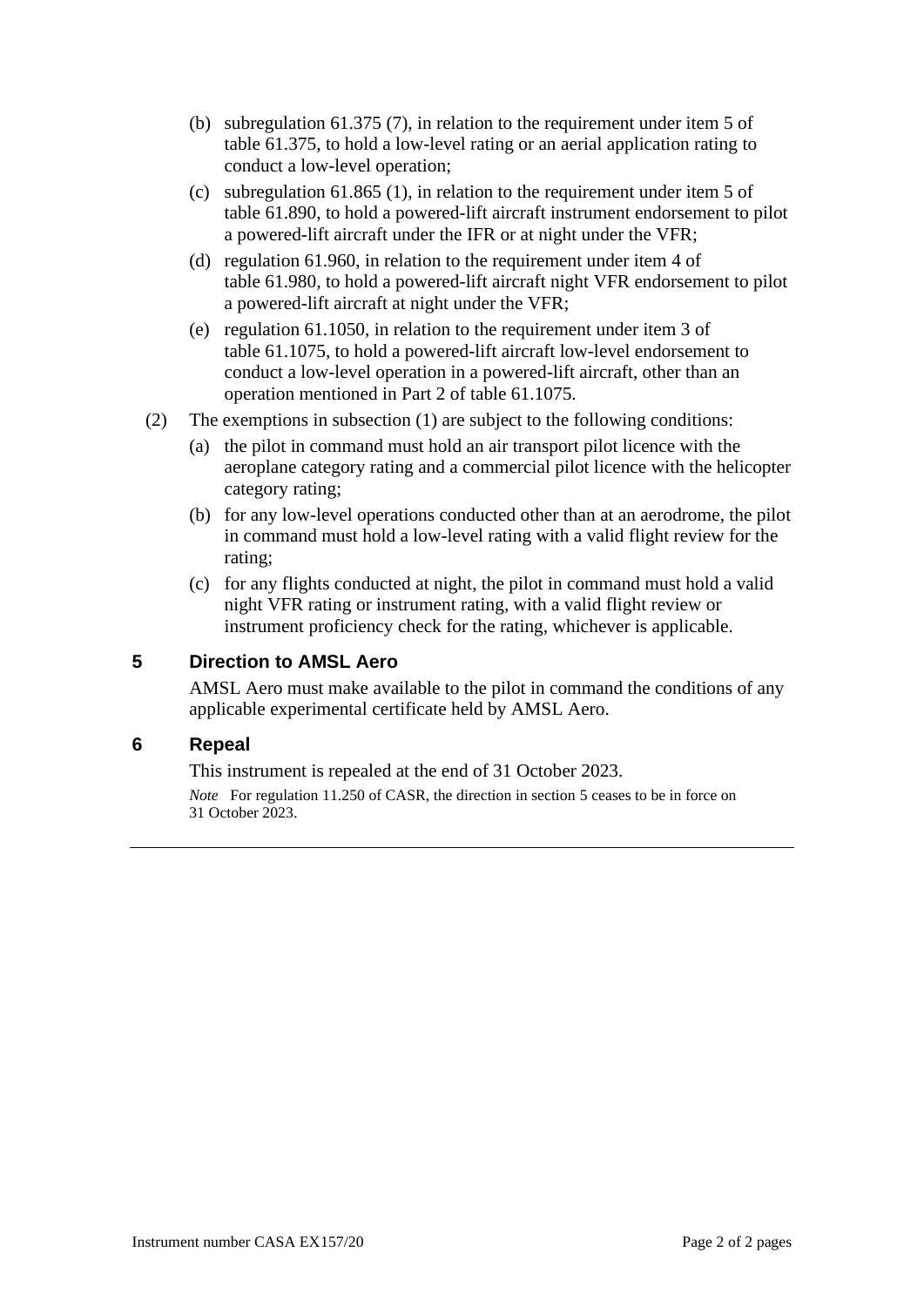(b) subregulation 61.375 (7), in relation to the requirement under item 5 of table 61.375, to hold a low-level rating or an aerial application rating to conduct a low-level operation;

(c) subregulation 61.865 (1), in relation to the requirement under item 5 of table 61.890, to hold a powered-lift aircraft instrument endorsement to pilot a powered-lift aircraft under the IFR or at night under the VFR;

(d) regulation 61.960, in relation to the requirement under item 4 of table 61.980, to hold a powered-lift aircraft night VFR endorsement to pilot a powered-lift aircraft at night under the VFR;

(e) regulation 61.1050, in relation to the requirement under item 3 of table 61.1075, to hold a powered-lift aircraft low-level endorsement to conduct a low-level operation in a powered-lift aircraft, other than an operation mentioned in Part 2 of table 61.1075.

(2) The exemptions in subsection (1) are subject to the following conditions:

(a) the pilot in command must hold an air transport pilot licence with the aeroplane category rating and a commercial pilot licence with the helicopter category rating;

(b) for any low-level operations conducted other than at an aerodrome, the pilot in command must hold a low-level rating with a valid flight review for the rating;

(c) for any flights conducted at night, the pilot in command must hold a valid night VFR rating or instrument rating, with a valid flight review or instrument proficiency check for the rating, whichever is applicable.

## 5 Direction to AMSL Aero

AMSL Aero must make available to the pilot in command the conditions of any applicable experimental certificate held by AMSL Aero.

## 6 Repeal

This instrument is repealed at the end of 31 October 2023.

*Note* For regulation 11.250 of CASR, the direction in section 5 ceases to be in force on 31 October 2023.